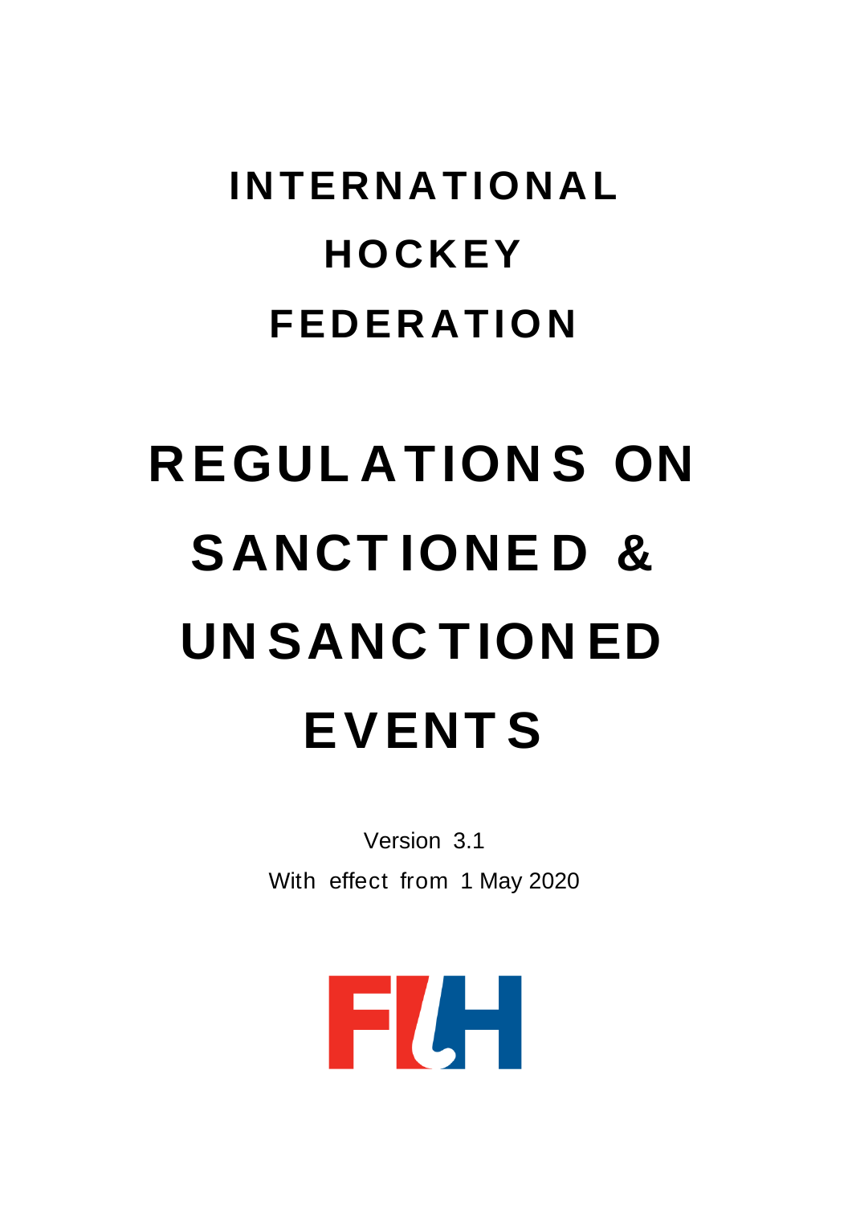# INTERNATIONAL HOCKEY FEDERATION

# REGULATIONS ON SANCTIONED & UNSANCTIONED EVENTS

Version 3.1

With effect from 1 May 2020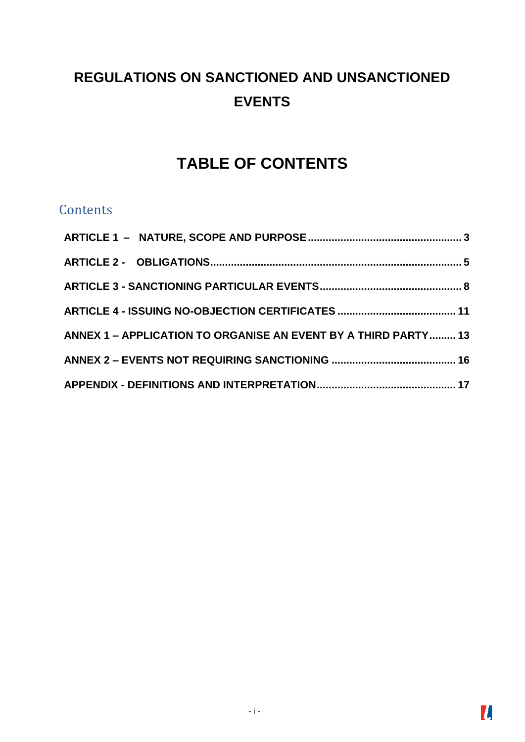# REGULATIONS ON SANCTIONED AND UNSANCTIONED EVENTS

# TABLE OF CONTENTS

## Contents

**ARTICLE 1 – NATURE, SCOPE AND PURPOSE** .................................................. 3

**ARTICLE 2 - OBLIGATIONS** .................................................................................. 5

**ARTICLE 3 - SANCTIONING PARTICULAR EVENTS** .............................................. 8

**ARTICLE 4 - ISSUING NO-OBJECTION CERTIFICATES** ...................................... 11

**ANNEX 1 – APPLICATION TO ORGANISE AN EVENT BY A THIRD PARTY** ......... 13

**ANNEX 2 – EVENTS NOT REQUIRING SANCTIONING** ......................................... 16

**APPENDIX - DEFINITIONS AND INTERPRETATION** ............................................. 17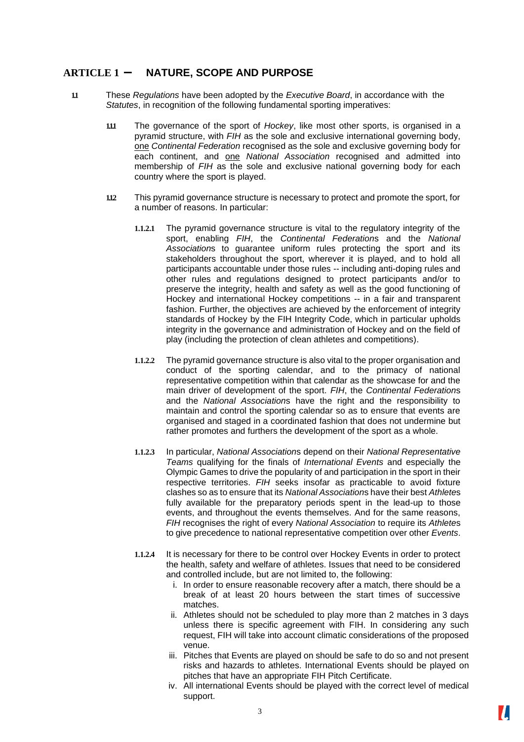## ARTICLE 1 – NATURE, SCOPE AND PURPOSE

**1.1** These *Regulations* have been adopted by the *Executive Board*, in accordance with the *Statutes*, in recognition of the following fundamental sporting imperatives:

**1.1.1** The governance of the sport of *Hockey*, like most other sports, is organised in a pyramid structure, with *FIH* as the sole and exclusive international governing body, one *Continental Federation* recognised as the sole and exclusive governing body for each continent, and one *National Association* recognised and admitted into membership of *FIH* as the sole and exclusive national governing body for each country where the sport is played.

**1.1.2** This pyramid governance structure is necessary to protect and promote the sport, for a number of reasons. In particular:

**1.1.2.1** The pyramid governance structure is vital to the regulatory integrity of the sport, enabling *FIH*, the *Continental Federation*s and the *National Association*s to guarantee uniform rules protecting the sport and its stakeholders throughout the sport, wherever it is played, and to hold all participants accountable under those rules -- including anti-doping rules and other rules and regulations designed to protect participants and/or to preserve the integrity, health and safety as well as the good functioning of Hockey and international Hockey competitions -- in a fair and transparent fashion. Further, the objectives are achieved by the enforcement of integrity standards of Hockey by the FIH Integrity Code, which in particular upholds integrity in the governance and administration of Hockey and on the field of play (including the protection of clean athletes and competitions).

**1.1.2.2** The pyramid governance structure is also vital to the proper organisation and conduct of the sporting calendar, and to the primacy of national representative competition within that calendar as the showcase for and the main driver of development of the sport. *FIH*, the *Continental Federation*s and the *National Association*s have the right and the responsibility to maintain and control the sporting calendar so as to ensure that events are organised and staged in a coordinated fashion that does not undermine but rather promotes and furthers the development of the sport as a whole.

**1.1.2.3** In particular, *National Association*s depend on their *National Representative Teams* qualifying for the finals of *International Events* and especially the Olympic Games to drive the popularity of and participation in the sport in their respective territories. *FIH* seeks insofar as practicable to avoid fixture clashes so as to ensure that its *National Association*s have their best *Athlete*s fully available for the preparatory periods spent in the lead-up to those events, and throughout the events themselves. And for the same reasons, *FIH* recognises the right of every *National Association* to require its *Athlete*s to give precedence to national representative competition over other *Events*.

**1.1.2.4** It is necessary for there to be control over Hockey Events in order to protect the health, safety and welfare of athletes. Issues that need to be considered and controlled include, but are not limited to, the following:

i. In order to ensure reasonable recovery after a match, there should be a break of at least 20 hours between the start times of successive matches.
ii. Athletes should not be scheduled to play more than 2 matches in 3 days unless there is specific agreement with FIH. In considering any such request, FIH will take into account climatic considerations of the proposed venue.
iii. Pitches that Events are played on should be safe to do so and not present risks and hazards to athletes. International Events should be played on pitches that have an appropriate FIH Pitch Certificate.
iv. All international Events should be played with the correct level of medical support.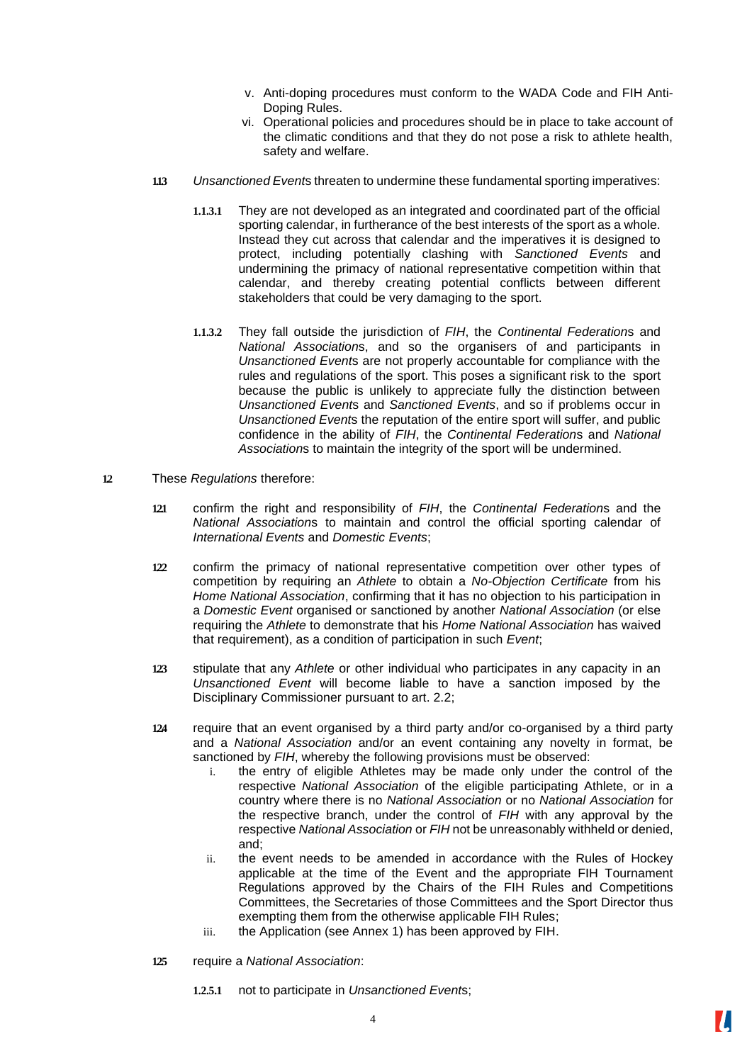v. Anti-doping procedures must conform to the WADA Code and FIH Anti-Doping Rules.

vi. Operational policies and procedures should be in place to take account of the climatic conditions and that they do not pose a risk to athlete health, safety and welfare.

**1.1.3** *Unsanctioned Events* threaten to undermine these fundamental sporting imperatives:

**1.1.3.1** They are not developed as an integrated and coordinated part of the official sporting calendar, in furtherance of the best interests of the sport as a whole. Instead they cut across that calendar and the imperatives it is designed to protect, including potentially clashing with *Sanctioned Events* and undermining the primacy of national representative competition within that calendar, and thereby creating potential conflicts between different stakeholders that could be very damaging to the sport.

**1.1.3.2** They fall outside the jurisdiction of *FIH*, the *Continental Federation*s and *National Association*s, and so the organisers of and participants in *Unsanctioned Event*s are not properly accountable for compliance with the rules and regulations of the sport. This poses a significant risk to the sport because the public is unlikely to appreciate fully the distinction between *Unsanctioned Event*s and *Sanctioned Events*, and so if problems occur in *Unsanctioned Event*s the reputation of the entire sport will suffer, and public confidence in the ability of *FIH*, the *Continental Federation*s and *National Association*s to maintain the integrity of the sport will be undermined.

**1.2** These *Regulations* therefore:

**1.2.1** confirm the right and responsibility of *FIH*, the *Continental Federation*s and the *National Association*s to maintain and control the official sporting calendar of *International Events* and *Domestic Events*;

**1.2.2** confirm the primacy of national representative competition over other types of competition by requiring an *Athlete* to obtain a *No-Objection Certificate* from his *Home National Association*, confirming that it has no objection to his participation in a *Domestic Event* organised or sanctioned by another *National Association* (or else requiring the *Athlete* to demonstrate that his *Home National Association* has waived that requirement), as a condition of participation in such *Event*;

**1.2.3** stipulate that any *Athlete* or other individual who participates in any capacity in an *Unsanctioned Event* will become liable to have a sanction imposed by the Disciplinary Commissioner pursuant to art. 2.2;

**1.2.4** require that an event organised by a third party and/or co-organised by a third party and a *National Association* and/or an event containing any novelty in format, be sanctioned by *FIH*, whereby the following provisions must be observed:

i. the entry of eligible Athletes may be made only under the control of the respective *National Association* of the eligible participating Athlete, or in a country where there is no *National Association* or no *National Association* for the respective branch, under the control of *FIH* with any approval by the respective *National Association* or *FIH* not be unreasonably withheld or denied, and;

ii. the event needs to be amended in accordance with the Rules of Hockey applicable at the time of the Event and the appropriate FIH Tournament Regulations approved by the Chairs of the FIH Rules and Competitions Committees, the Secretaries of those Committees and the Sport Director thus exempting them from the otherwise applicable FIH Rules;

iii. the Application (see Annex 1) has been approved by FIH.

**1.2.5** require a *National Association*:

**1.2.5.1** not to participate in *Unsanctioned Event*s;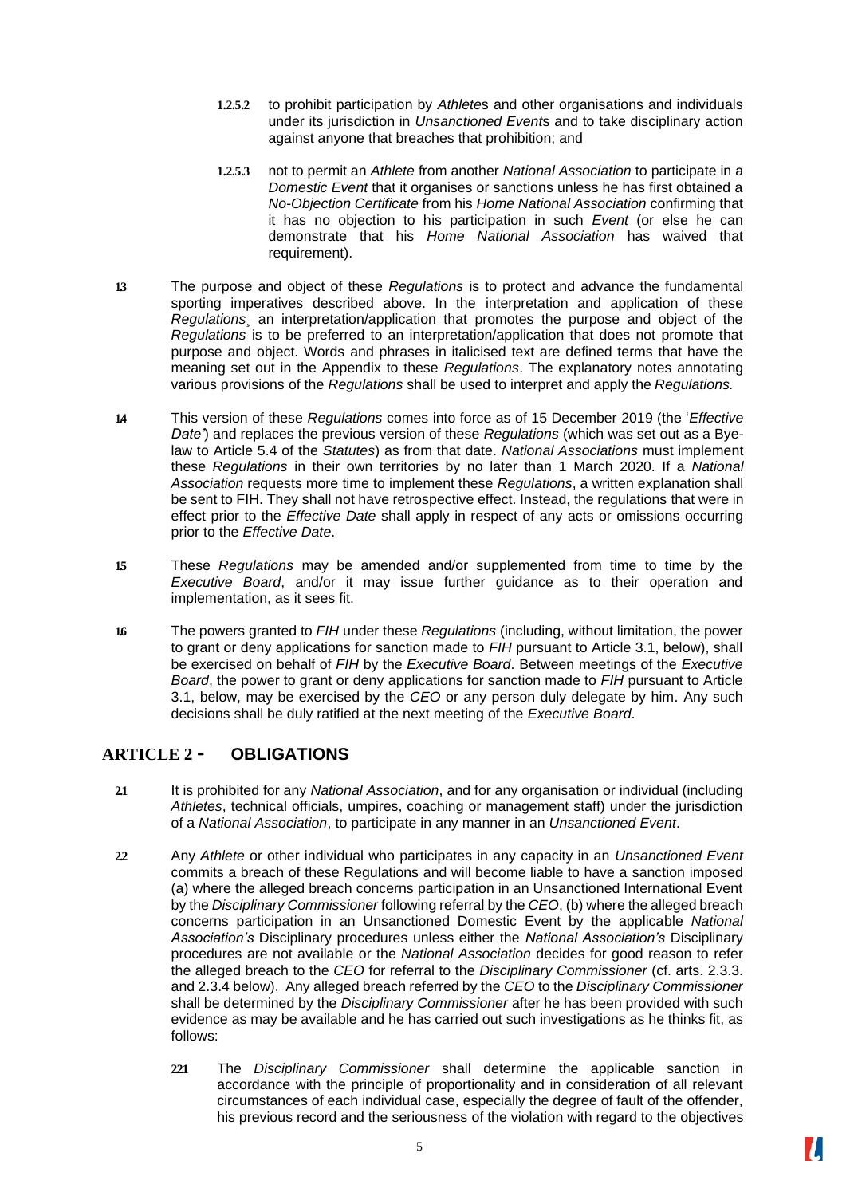1.2.5.2 to prohibit participation by *Athletes* and other organisations and individuals under its jurisdiction in *Unsanctioned Events* and to take disciplinary action against anyone that breaches that prohibition; and

1.2.5.3 not to permit an *Athlete* from another *National Association* to participate in a *Domestic Event* that it organises or sanctions unless he has first obtained a *No-Objection Certificate* from his *Home National Association* confirming that it has no objection to his participation in such *Event* (or else he can demonstrate that his *Home National Association* has waived that requirement).

1.3 The purpose and object of these *Regulations* is to protect and advance the fundamental sporting imperatives described above. In the interpretation and application of these *Regulations*¸ an interpretation/application that promotes the purpose and object of the *Regulations* is to be preferred to an interpretation/application that does not promote that purpose and object. Words and phrases in italicised text are defined terms that have the meaning set out in the Appendix to these *Regulations*. The explanatory notes annotating various provisions of the *Regulations* shall be used to interpret and apply the *Regulations.*

1.4 This version of these *Regulations* comes into force as of 15 December 2019 (the '*Effective Date'*) and replaces the previous version of these *Regulations* (which was set out as a Bye-law to Article 5.4 of the *Statutes*) as from that date. *National Associations* must implement these *Regulations* in their own territories by no later than 1 March 2020. If a *National Association* requests more time to implement these *Regulations*, a written explanation shall be sent to FIH. They shall not have retrospective effect. Instead, the regulations that were in effect prior to the *Effective Date* shall apply in respect of any acts or omissions occurring prior to the *Effective Date*.

1.5 These *Regulations* may be amended and/or supplemented from time to time by the *Executive Board*, and/or it may issue further guidance as to their operation and implementation, as it sees fit.

1.6 The powers granted to *FIH* under these *Regulations* (including, without limitation, the power to grant or deny applications for sanction made to *FIH* pursuant to Article 3.1, below), shall be exercised on behalf of *FIH* by the *Executive Board*. Between meetings of the *Executive Board*, the power to grant or deny applications for sanction made to *FIH* pursuant to Article 3.1, below, may be exercised by the *CEO* or any person duly delegate by him. Any such decisions shall be duly ratified at the next meeting of the *Executive Board*.

## ARTICLE 2 - OBLIGATIONS

2.1 It is prohibited for any *National Association*, and for any organisation or individual (including *Athletes*, technical officials, umpires, coaching or management staff) under the jurisdiction of a *National Association*, to participate in any manner in an *Unsanctioned Event*.

2.2 Any *Athlete* or other individual who participates in any capacity in an *Unsanctioned Event* commits a breach of these Regulations and will become liable to have a sanction imposed (a) where the alleged breach concerns participation in an Unsanctioned International Event by the *Disciplinary Commissioner* following referral by the *CEO*, (b) where the alleged breach concerns participation in an Unsanctioned Domestic Event by the applicable *National Association's* Disciplinary procedures unless either the *National Association's* Disciplinary procedures are not available or the *National Association* decides for good reason to refer the alleged breach to the *CEO* for referral to the *Disciplinary Commissioner* (cf. arts. 2.3.3. and 2.3.4 below). Any alleged breach referred by the *CEO* to the *Disciplinary Commissioner* shall be determined by the *Disciplinary Commissioner* after he has been provided with such evidence as may be available and he has carried out such investigations as he thinks fit, as follows:

2.2.1 The *Disciplinary Commissioner* shall determine the applicable sanction in accordance with the principle of proportionality and in consideration of all relevant circumstances of each individual case, especially the degree of fault of the offender, his previous record and the seriousness of the violation with regard to the objectives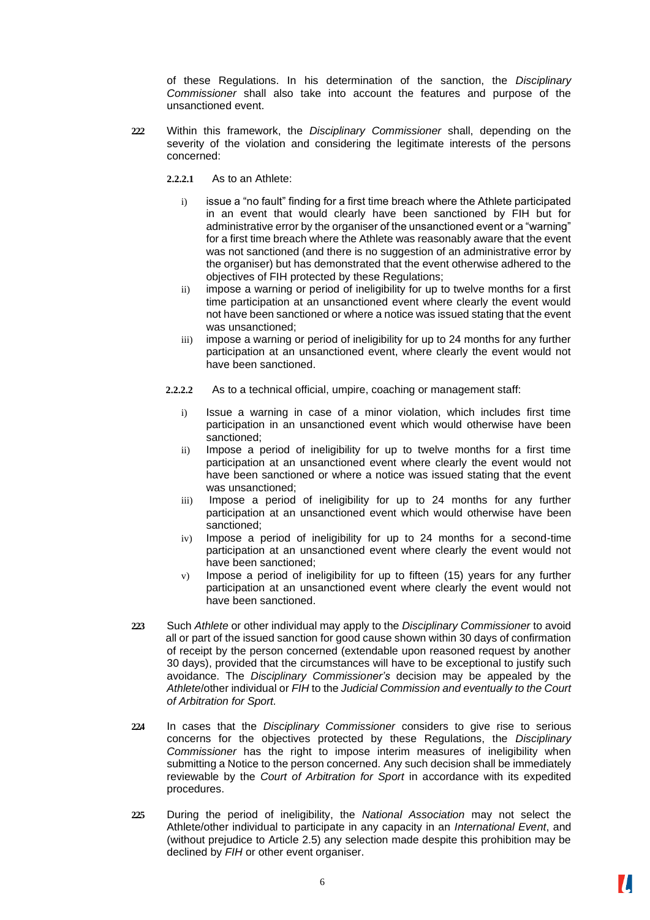of these Regulations. In his determination of the sanction, the *Disciplinary Commissioner* shall also take into account the features and purpose of the unsanctioned event.

**2.2.2** Within this framework, the *Disciplinary Commissioner* shall, depending on the severity of the violation and considering the legitimate interests of the persons concerned:

**2.2.2.1** As to an Athlete:

i) issue a “no fault” finding for a first time breach where the Athlete participated in an event that would clearly have been sanctioned by FIH but for administrative error by the organiser of the unsanctioned event or a “warning” for a first time breach where the Athlete was reasonably aware that the event was not sanctioned (and there is no suggestion of an administrative error by the organiser) but has demonstrated that the event otherwise adhered to the objectives of FIH protected by these Regulations;

ii) impose a warning or period of ineligibility for up to twelve months for a first time participation at an unsanctioned event where clearly the event would not have been sanctioned or where a notice was issued stating that the event was unsanctioned;

iii) impose a warning or period of ineligibility for up to 24 months for any further participation at an unsanctioned event, where clearly the event would not have been sanctioned.

**2.2.2.2** As to a technical official, umpire, coaching or management staff:

i) Issue a warning in case of a minor violation, which includes first time participation in an unsanctioned event which would otherwise have been sanctioned;

ii) Impose a period of ineligibility for up to twelve months for a first time participation at an unsanctioned event where clearly the event would not have been sanctioned or where a notice was issued stating that the event was unsanctioned;

iii) Impose a period of ineligibility for up to 24 months for any further participation at an unsanctioned event which would otherwise have been sanctioned;

iv) Impose a period of ineligibility for up to 24 months for a second-time participation at an unsanctioned event where clearly the event would not have been sanctioned;

v) Impose a period of ineligibility for up to fifteen (15) years for any further participation at an unsanctioned event where clearly the event would not have been sanctioned.

**2.2.3** Such *Athlete* or other individual may apply to the *Disciplinary Commissioner* to avoid all or part of the issued sanction for good cause shown within 30 days of confirmation of receipt by the person concerned (extendable upon reasoned request by another 30 days), provided that the circumstances will have to be exceptional to justify such avoidance. The *Disciplinary Commissioner’s* decision may be appealed by the *Athlete*/other individual or *FIH* to the *Judicial Commission and eventually to the Court of Arbitration for Sport.*

**2.2.4** In cases that the *Disciplinary Commissioner* considers to give rise to serious concerns for the objectives protected by these Regulations, the *Disciplinary Commissioner* has the right to impose interim measures of ineligibility when submitting a Notice to the person concerned. Any such decision shall be immediately reviewable by the *Court of Arbitration for Sport* in accordance with its expedited procedures.

**2.2.5** During the period of ineligibility, the *National Association* may not select the Athlete/other individual to participate in any capacity in an *International Event*, and (without prejudice to Article 2.5) any selection made despite this prohibition may be declined by *FIH* or other event organiser.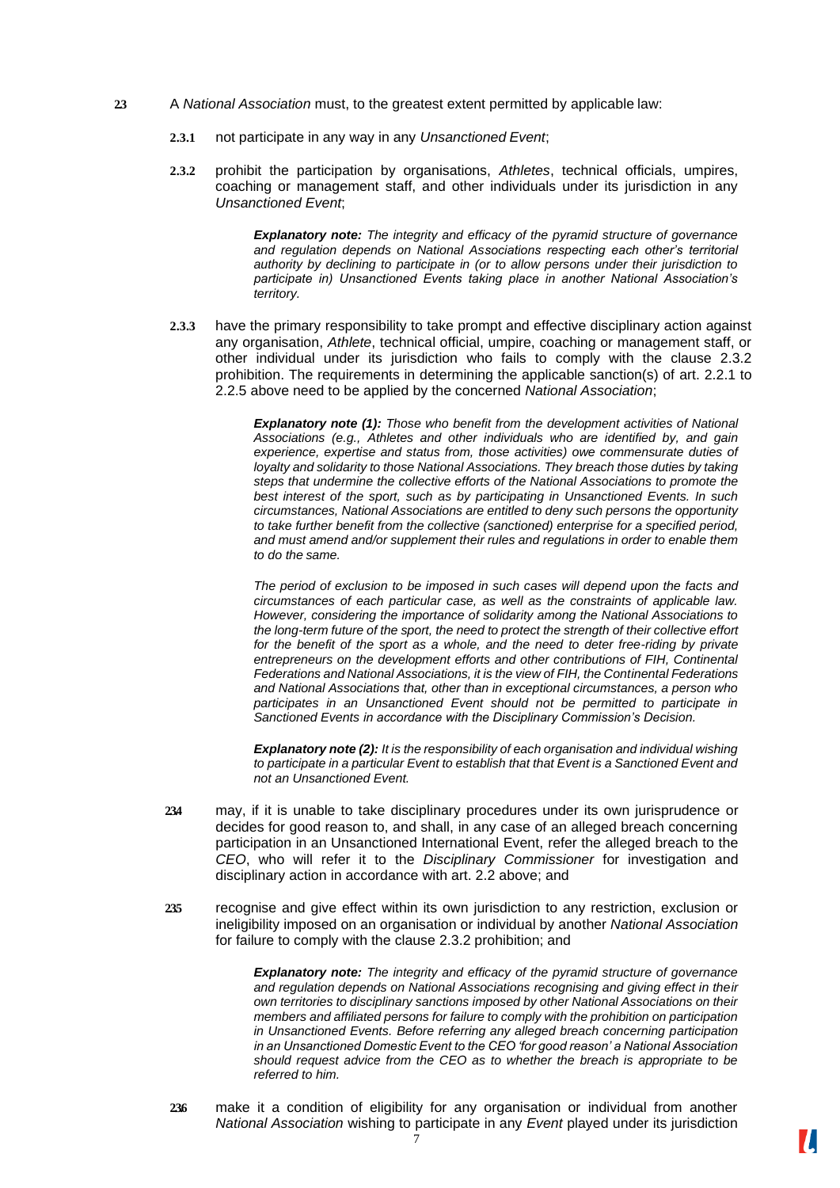**2.3** A *National Association* must, to the greatest extent permitted by applicable law:

**2.3.1** not participate in any way in any *Unsanctioned Event*;

**2.3.2** prohibit the participation by organisations, *Athletes*, technical officials, umpires, coaching or management staff, and other individuals under its jurisdiction in any *Unsanctioned Event*;

> ***Explanatory note:*** *The integrity and efficacy of the pyramid structure of governance and regulation depends on National Associations respecting each other's territorial authority by declining to participate in (or to allow persons under their jurisdiction to participate in) Unsanctioned Events taking place in another National Association's territory.*

**2.3.3** have the primary responsibility to take prompt and effective disciplinary action against any organisation, *Athlete*, technical official, umpire, coaching or management staff, or other individual under its jurisdiction who fails to comply with the clause 2.3.2 prohibition. The requirements in determining the applicable sanction(s) of art. 2.2.1 to 2.2.5 above need to be applied by the concerned *National Association*;

> ***Explanatory note (1):*** *Those who benefit from the development activities of National Associations (e.g., Athletes and other individuals who are identified by, and gain experience, expertise and status from, those activities) owe commensurate duties of loyalty and solidarity to those National Associations. They breach those duties by taking steps that undermine the collective efforts of the National Associations to promote the best interest of the sport, such as by participating in Unsanctioned Events. In such circumstances, National Associations are entitled to deny such persons the opportunity to take further benefit from the collective (sanctioned) enterprise for a specified period, and must amend and/or supplement their rules and regulations in order to enable them to do the same.*
>
> *The period of exclusion to be imposed in such cases will depend upon the facts and circumstances of each particular case, as well as the constraints of applicable law. However, considering the importance of solidarity among the National Associations to the long-term future of the sport, the need to protect the strength of their collective effort for the benefit of the sport as a whole, and the need to deter free-riding by private entrepreneurs on the development efforts and other contributions of FIH, Continental Federations and National Associations, it is the view of FIH, the Continental Federations and National Associations that, other than in exceptional circumstances, a person who participates in an Unsanctioned Event should not be permitted to participate in Sanctioned Events in accordance with the Disciplinary Commission's Decision.*
>
> ***Explanatory note (2):*** *It is the responsibility of each organisation and individual wishing to participate in a particular Event to establish that that Event is a Sanctioned Event and not an Unsanctioned Event.*

**2.3.4** may, if it is unable to take disciplinary procedures under its own jurisprudence or decides for good reason to, and shall, in any case of an alleged breach concerning participation in an Unsanctioned International Event, refer the alleged breach to the *CEO*, who will refer it to the *Disciplinary Commissioner* for investigation and disciplinary action in accordance with art. 2.2 above; and

**2.3.5** recognise and give effect within its own jurisdiction to any restriction, exclusion or ineligibility imposed on an organisation or individual by another *National Association* for failure to comply with the clause 2.3.2 prohibition; and

> ***Explanatory note:*** *The integrity and efficacy of the pyramid structure of governance and regulation depends on National Associations recognising and giving effect in their own territories to disciplinary sanctions imposed by other National Associations on their members and affiliated persons for failure to comply with the prohibition on participation in Unsanctioned Events. Before referring any alleged breach concerning participation in an Unsanctioned Domestic Event to the CEO 'for good reason' a National Association should request advice from the CEO as to whether the breach is appropriate to be referred to him.*

**2.3.6** make it a condition of eligibility for any organisation or individual from another *National Association* wishing to participate in any *Event* played under its jurisdiction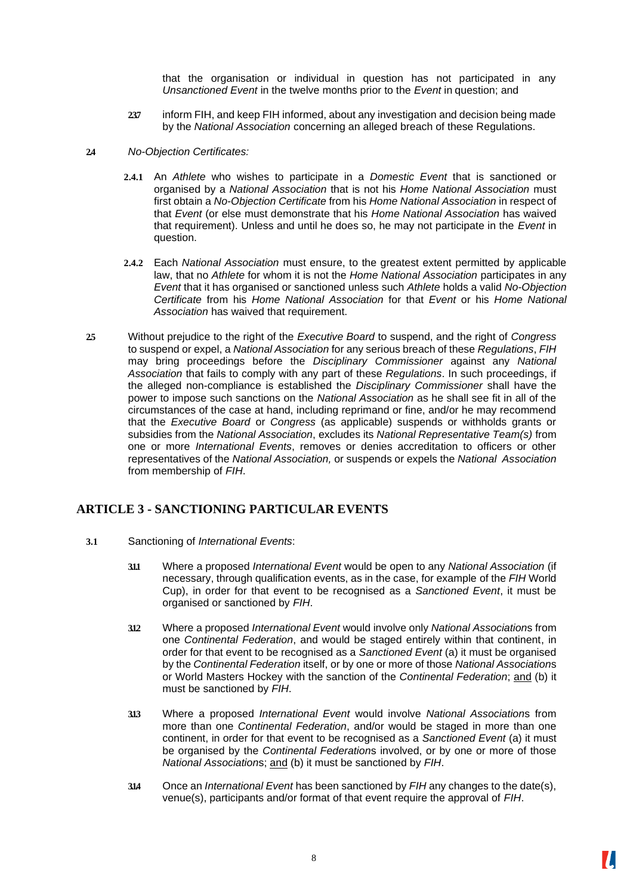that the organisation or individual in question has not participated in any *Unsanctioned Event* in the twelve months prior to the *Event* in question; and

**2.3.7** inform FIH, and keep FIH informed, about any investigation and decision being made by the *National Association* concerning an alleged breach of these Regulations.

**2.4** *No-Objection Certificates:*

**2.4.1** An *Athlete* who wishes to participate in a *Domestic Event* that is sanctioned or organised by a *National Association* that is not his *Home National Association* must first obtain a *No-Objection Certificate* from his *Home National Association* in respect of that *Event* (or else must demonstrate that his *Home National Association* has waived that requirement). Unless and until he does so, he may not participate in the *Event* in question.

**2.4.2** Each *National Association* must ensure, to the greatest extent permitted by applicable law, that no *Athlete* for whom it is not the *Home National Association* participates in any *Event* that it has organised or sanctioned unless such *Athlete* holds a valid *No-Objection Certificate* from his *Home National Association* for that *Event* or his *Home National Association* has waived that requirement.

**2.5** Without prejudice to the right of the *Executive Board* to suspend, and the right of *Congress* to suspend or expel, a *National Association* for any serious breach of these *Regulations*, *FIH* may bring proceedings before the *Disciplinary Commissioner* against any *National Association* that fails to comply with any part of these *Regulations*. In such proceedings, if the alleged non-compliance is established the *Disciplinary Commissioner* shall have the power to impose such sanctions on the *National Association* as he shall see fit in all of the circumstances of the case at hand, including reprimand or fine, and/or he may recommend that the *Executive Board* or *Congress* (as applicable) suspends or withholds grants or subsidies from the *National Association*, excludes its *National Representative Team(s)* from one or more *International Events*, removes or denies accreditation to officers or other representatives of the *National Association,* or suspends or expels the *National Association* from membership of *FIH*.

## ARTICLE 3 - SANCTIONING PARTICULAR EVENTS

**3.1** Sanctioning of *International Events*:

**3.1.1** Where a proposed *International Event* would be open to any *National Association* (if necessary, through qualification events, as in the case, for example of the *FIH* World Cup), in order for that event to be recognised as a *Sanctioned Event*, it must be organised or sanctioned by *FIH*.

**3.1.2** Where a proposed *International Event* would involve only *National Association*s from one *Continental Federation*, and would be staged entirely within that continent, in order for that event to be recognised as a *Sanctioned Event* (a) it must be organised by the *Continental Federation* itself, or by one or more of those *National Association*s or World Masters Hockey with the sanction of the *Continental Federation*; <u>and</u> (b) it must be sanctioned by *FIH*.

**3.1.3** Where a proposed *International Event* would involve *National Association*s from more than one *Continental Federation*, and/or would be staged in more than one continent, in order for that event to be recognised as a *Sanctioned Event* (a) it must be organised by the *Continental Federation*s involved, or by one or more of those *National Association*s; <u>and</u> (b) it must be sanctioned by *FIH*.

**3.1.4** Once an *International Event* has been sanctioned by *FIH* any changes to the date(s), venue(s), participants and/or format of that event require the approval of *FIH*.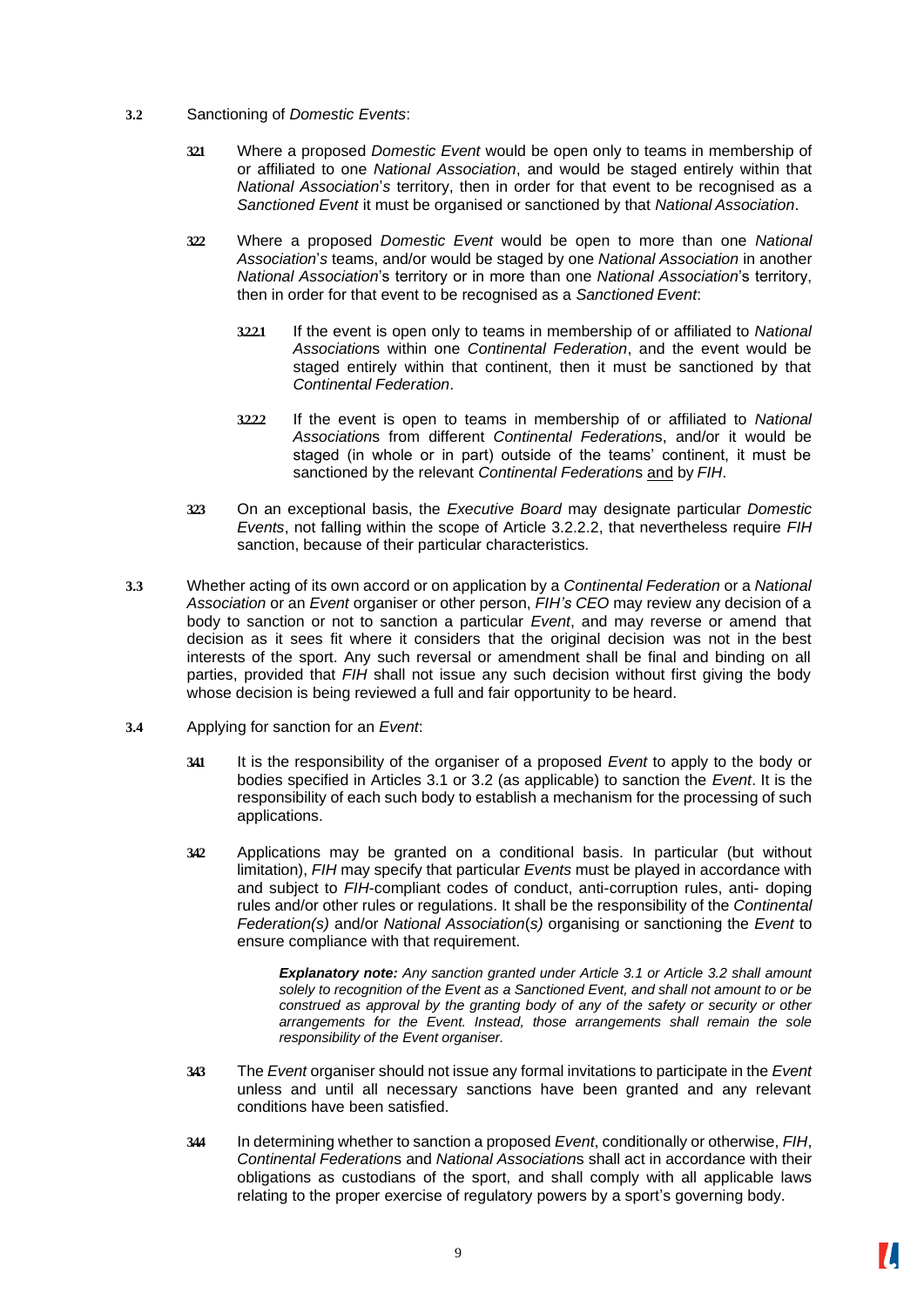**3.2** Sanctioning of *Domestic Events*:

**3.2.1** Where a proposed *Domestic Event* would be open only to teams in membership of or affiliated to one *National Association*, and would be staged entirely within that *National Association*'s territory, then in order for that event to be recognised as a *Sanctioned Event* it must be organised or sanctioned by that *National Association*.

**3.2.2** Where a proposed *Domestic Event* would be open to more than one *National Association's* teams, and/or would be staged by one *National Association* in another *National Association*'s territory or in more than one *National Association*'s territory, then in order for that event to be recognised as a *Sanctioned Event*:

**3.2.2.1** If the event is open only to teams in membership of or affiliated to *National Association*s within one *Continental Federation*, and the event would be staged entirely within that continent, then it must be sanctioned by that *Continental Federation*.

**3.2.2.2** If the event is open to teams in membership of or affiliated to *National Association*s from different *Continental Federation*s, and/or it would be staged (in whole or in part) outside of the teams' continent, it must be sanctioned by the relevant *Continental Federation*s and by *FIH*.

**3.2.3** On an exceptional basis, the *Executive Board* may designate particular *Domestic Events*, not falling within the scope of Article 3.2.2.2, that nevertheless require *FIH* sanction, because of their particular characteristics.

**3.3** Whether acting of its own accord or on application by a *Continental Federation* or a *National Association* or an *Event* organiser or other person, *FIH's CEO* may review any decision of a body to sanction or not to sanction a particular *Event*, and may reverse or amend that decision as it sees fit where it considers that the original decision was not in the best interests of the sport. Any such reversal or amendment shall be final and binding on all parties, provided that *FIH* shall not issue any such decision without first giving the body whose decision is being reviewed a full and fair opportunity to be heard.

**3.4** Applying for sanction for an *Event*:

**3.4.1** It is the responsibility of the organiser of a proposed *Event* to apply to the body or bodies specified in Articles 3.1 or 3.2 (as applicable) to sanction the *Event*. It is the responsibility of each such body to establish a mechanism for the processing of such applications.

**3.4.2** Applications may be granted on a conditional basis. In particular (but without limitation), *FIH* may specify that particular *Events* must be played in accordance with and subject to *FIH*-compliant codes of conduct, anti-corruption rules, anti- doping rules and/or other rules or regulations. It shall be the responsibility of the *Continental Federation(s)* and/or *National Association(s)* organising or sanctioning the *Event* to ensure compliance with that requirement.

> ***Explanatory note:*** *Any sanction granted under Article 3.1 or Article 3.2 shall amount solely to recognition of the Event as a Sanctioned Event, and shall not amount to or be construed as approval by the granting body of any of the safety or security or other arrangements for the Event. Instead, those arrangements shall remain the sole responsibility of the Event organiser.*

**3.4.3** The *Event* organiser should not issue any formal invitations to participate in the *Event* unless and until all necessary sanctions have been granted and any relevant conditions have been satisfied.

**3.4.4** In determining whether to sanction a proposed *Event*, conditionally or otherwise, *FIH*, *Continental Federation*s and *National Association*s shall act in accordance with their obligations as custodians of the sport, and shall comply with all applicable laws relating to the proper exercise of regulatory powers by a sport's governing body.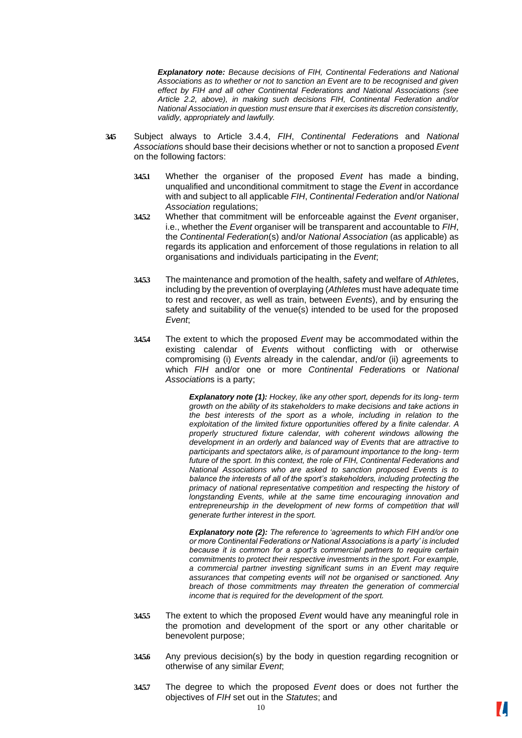***Explanatory note:*** *Because decisions of FIH, Continental Federations and National Associations as to whether or not to sanction an Event are to be recognised and given effect by FIH and all other Continental Federations and National Associations (see Article 2.2, above), in making such decisions FIH, Continental Federation and/or National Association in question must ensure that it exercises its discretion consistently, validly, appropriately and lawfully.*

**3.4.5** Subject always to Article 3.4.4, *FIH*, *Continental Federation*s and *National Association*s should base their decisions whether or not to sanction a proposed *Event* on the following factors:

**3.4.5.1** Whether the organiser of the proposed *Event* has made a binding, unqualified and unconditional commitment to stage the *Event* in accordance with and subject to all applicable *FIH*, *Continental Federation* and/or *National Association* regulations;

**3.4.5.2** Whether that commitment will be enforceable against the *Event* organiser, i.e., whether the *Event* organiser will be transparent and accountable to *FIH*, the *Continental Federation*(s) and/or *National Association* (as applicable) as regards its application and enforcement of those regulations in relation to all organisations and individuals participating in the *Event*;

**3.4.5.3** The maintenance and promotion of the health, safety and welfare of *Athlete*s, including by the prevention of overplaying (*Athlete*s must have adequate time to rest and recover, as well as train, between *Events*), and by ensuring the safety and suitability of the venue(s) intended to be used for the proposed *Event*;

**3.4.5.4** The extent to which the proposed *Event* may be accommodated within the existing calendar of *Events* without conflicting with or otherwise compromising (i) *Events* already in the calendar, and/or (ii) agreements to which *FIH* and/or one or more *Continental Federation*s or *National Association*s is a party;

***Explanatory note (1):*** *Hockey, like any other sport, depends for its long- term growth on the ability of its stakeholders to make decisions and take actions in the best interests of the sport as a whole, including in relation to the exploitation of the limited fixture opportunities offered by a finite calendar. A properly structured fixture calendar, with coherent windows allowing the development in an orderly and balanced way of Events that are attractive to participants and spectators alike, is of paramount importance to the long- term future of the sport. In this context, the role of FIH, Continental Federations and National Associations who are asked to sanction proposed Events is to balance the interests of all of the sport's stakeholders, including protecting the primacy of national representative competition and respecting the history of longstanding Events, while at the same time encouraging innovation and entrepreneurship in the development of new forms of competition that will generate further interest in the sport.*

***Explanatory note (2):*** *The reference to 'agreements to which FIH and/or one or more Continental Federations or National Associations is a party' is included because it is common for a sport's commercial partners to require certain commitments to protect their respective investments in the sport. For example, a commercial partner investing significant sums in an Event may require assurances that competing events will not be organised or sanctioned. Any breach of those commitments may threaten the generation of commercial income that is required for the development of the sport.*

**3.4.5.5** The extent to which the proposed *Event* would have any meaningful role in the promotion and development of the sport or any other charitable or benevolent purpose;

**3.4.5.6** Any previous decision(s) by the body in question regarding recognition or otherwise of any similar *Event*;

**3.4.5.7** The degree to which the proposed *Event* does or does not further the objectives of *FIH* set out in the *Statutes*; and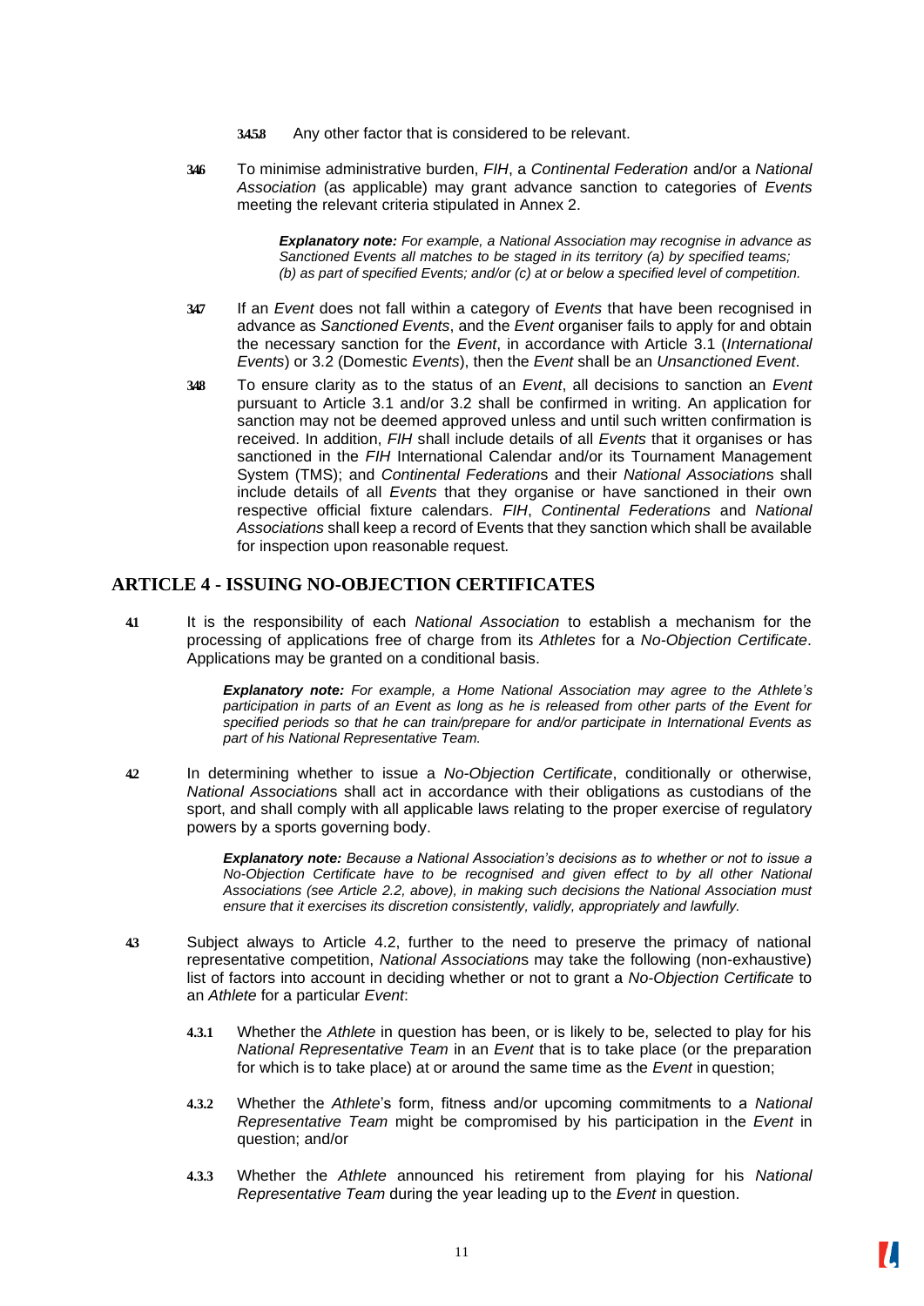3.4.5.8 Any other factor that is considered to be relevant.

3.4.6 To minimise administrative burden, *FIH*, a *Continental Federation* and/or a *National Association* (as applicable) may grant advance sanction to categories of *Events* meeting the relevant criteria stipulated in Annex 2.

> ***Explanatory note:*** *For example, a National Association may recognise in advance as Sanctioned Events all matches to be staged in its territory (a) by specified teams; (b) as part of specified Events; and/or (c) at or below a specified level of competition.*

3.4.7 If an *Event* does not fall within a category of *Events* that have been recognised in advance as *Sanctioned Events*, and the *Event* organiser fails to apply for and obtain the necessary sanction for the *Event*, in accordance with Article 3.1 (*International Events*) or 3.2 (Domestic *Events*), then the *Event* shall be an *Unsanctioned Event*.

3.4.8 To ensure clarity as to the status of an *Event*, all decisions to sanction an *Event* pursuant to Article 3.1 and/or 3.2 shall be confirmed in writing. An application for sanction may not be deemed approved unless and until such written confirmation is received. In addition, *FIH* shall include details of all *Events* that it organises or has sanctioned in the *FIH* International Calendar and/or its Tournament Management System (TMS); and *Continental Federation*s and their *National Association*s shall include details of all *Events* that they organise or have sanctioned in their own respective official fixture calendars. *FIH*, *Continental Federations* and *National Associations* shall keep a record of Events that they sanction which shall be available for inspection upon reasonable request.

## ARTICLE 4 - ISSUING NO-OBJECTION CERTIFICATES

4.1 It is the responsibility of each *National Association* to establish a mechanism for the processing of applications free of charge from its *Athletes* for a *No-Objection Certificate*. Applications may be granted on a conditional basis.

> ***Explanatory note:*** *For example, a Home National Association may agree to the Athlete's participation in parts of an Event as long as he is released from other parts of the Event for specified periods so that he can train/prepare for and/or participate in International Events as part of his National Representative Team.*

4.2 In determining whether to issue a *No-Objection Certificate*, conditionally or otherwise, *National Association*s shall act in accordance with their obligations as custodians of the sport, and shall comply with all applicable laws relating to the proper exercise of regulatory powers by a sports governing body.

> ***Explanatory note:*** *Because a National Association's decisions as to whether or not to issue a No-Objection Certificate have to be recognised and given effect to by all other National Associations (see Article 2.2, above), in making such decisions the National Association must ensure that it exercises its discretion consistently, validly, appropriately and lawfully.*

4.3 Subject always to Article 4.2, further to the need to preserve the primacy of national representative competition, *National Association*s may take the following (non-exhaustive) list of factors into account in deciding whether or not to grant a *No-Objection Certificate* to an *Athlete* for a particular *Event*:

4.3.1 Whether the *Athlete* in question has been, or is likely to be, selected to play for his *National Representative Team* in an *Event* that is to take place (or the preparation for which is to take place) at or around the same time as the *Event* in question;

4.3.2 Whether the *Athlete*'s form, fitness and/or upcoming commitments to a *National Representative Team* might be compromised by his participation in the *Event* in question; and/or

4.3.3 Whether the *Athlete* announced his retirement from playing for his *National Representative Team* during the year leading up to the *Event* in question.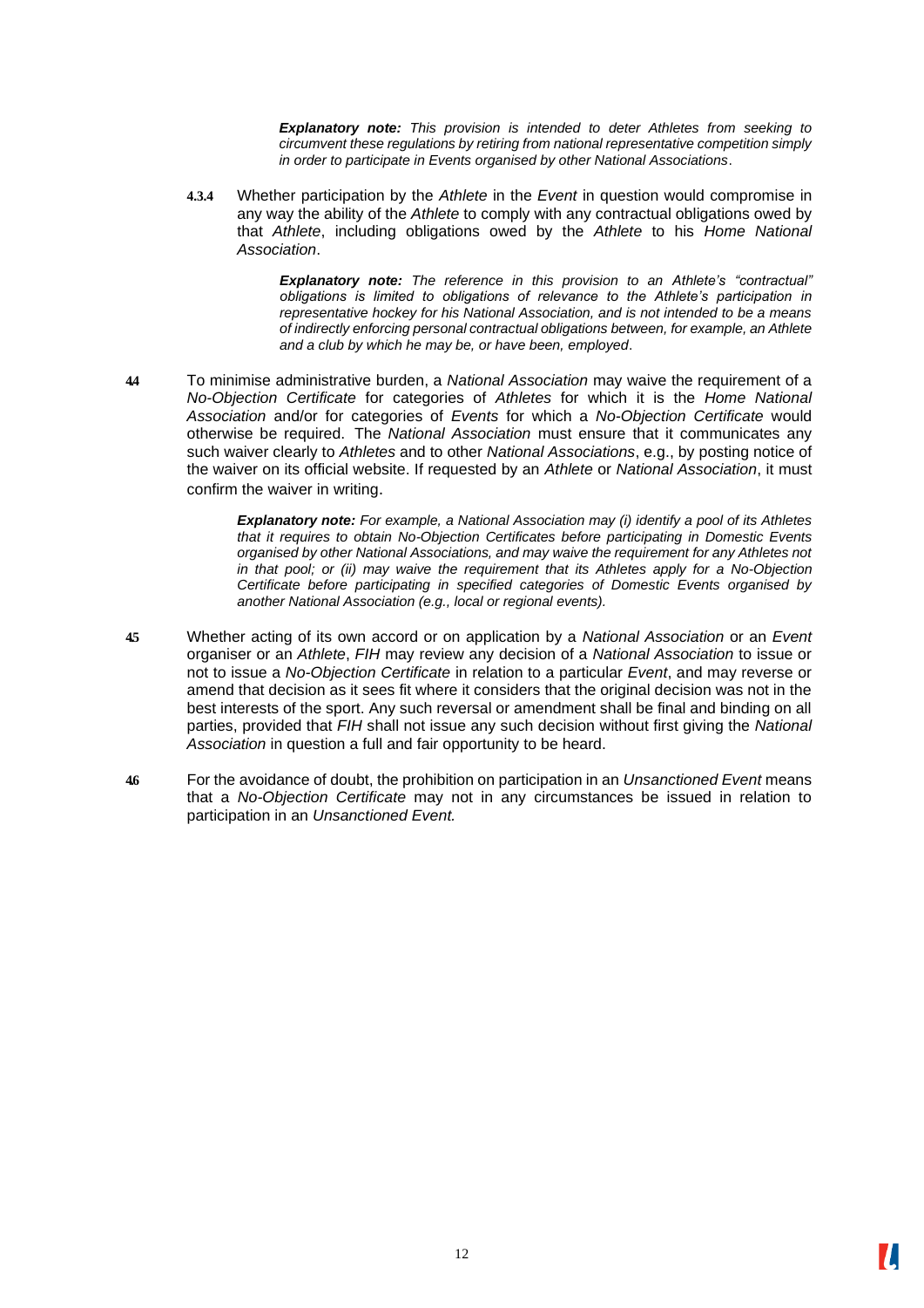***Explanatory note:*** *This provision is intended to deter Athletes from seeking to circumvent these regulations by retiring from national representative competition simply in order to participate in Events organised by other National Associations*.

**4.3.4** Whether participation by the *Athlete* in the *Event* in question would compromise in any way the ability of the *Athlete* to comply with any contractual obligations owed by that *Athlete*, including obligations owed by the *Athlete* to his *Home National Association*.

***Explanatory note:*** *The reference in this provision to an Athlete's "contractual" obligations is limited to obligations of relevance to the Athlete's participation in representative hockey for his National Association, and is not intended to be a means of indirectly enforcing personal contractual obligations between, for example, an Athlete and a club by which he may be, or have been, employed*.

**4.4** To minimise administrative burden, a *National Association* may waive the requirement of a *No-Objection Certificate* for categories of *Athletes* for which it is the *Home National Association* and/or for categories of *Events* for which a *No-Objection Certificate* would otherwise be required. The *National Association* must ensure that it communicates any such waiver clearly to *Athletes* and to other *National Associations*, e.g., by posting notice of the waiver on its official website. If requested by an *Athlete* or *National Association*, it must confirm the waiver in writing.

***Explanatory note:*** *For example, a National Association may (i) identify a pool of its Athletes that it requires to obtain No-Objection Certificates before participating in Domestic Events organised by other National Associations, and may waive the requirement for any Athletes not in that pool; or (ii) may waive the requirement that its Athletes apply for a No-Objection Certificate before participating in specified categories of Domestic Events organised by another National Association (e.g., local or regional events).*

**4.5** Whether acting of its own accord or on application by a *National Association* or an *Event* organiser or an *Athlete*, *FIH* may review any decision of a *National Association* to issue or not to issue a *No-Objection Certificate* in relation to a particular *Event*, and may reverse or amend that decision as it sees fit where it considers that the original decision was not in the best interests of the sport. Any such reversal or amendment shall be final and binding on all parties, provided that *FIH* shall not issue any such decision without first giving the *National Association* in question a full and fair opportunity to be heard.

**4.6** For the avoidance of doubt, the prohibition on participation in an *Unsanctioned Event* means that a *No-Objection Certificate* may not in any circumstances be issued in relation to participation in an *Unsanctioned Event.*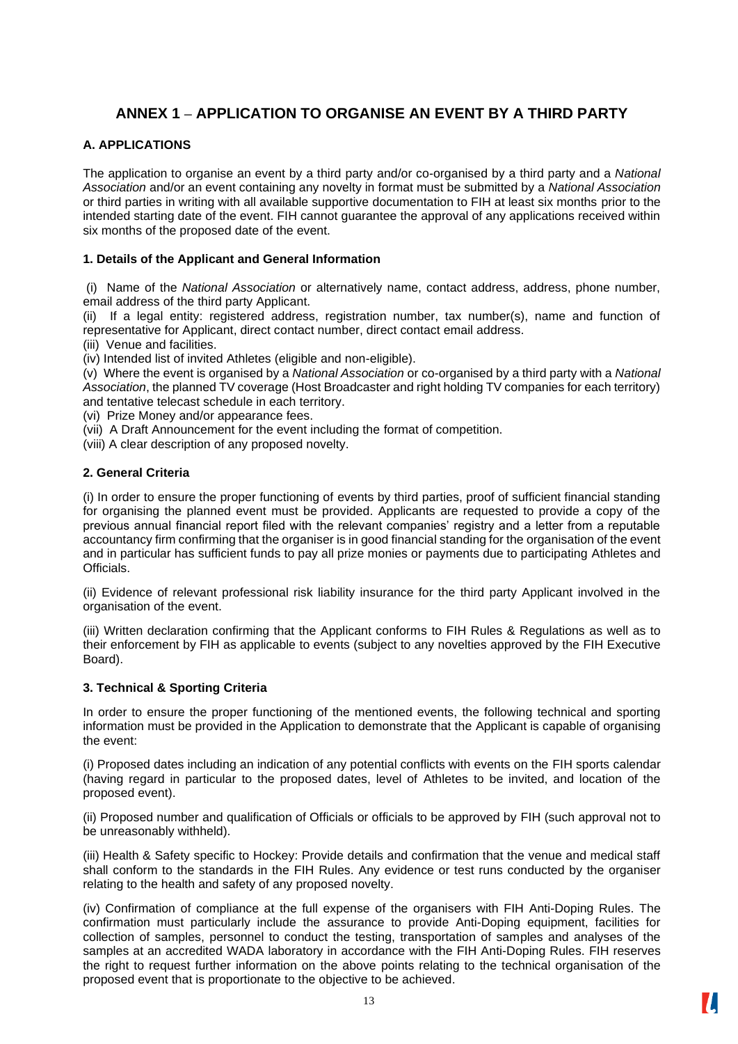# ANNEX 1 – APPLICATION TO ORGANISE AN EVENT BY A THIRD PARTY

## A. APPLICATIONS

The application to organise an event by a third party and/or co-organised by a third party and a *National Association* and/or an event containing any novelty in format must be submitted by a *National Association* or third parties in writing with all available supportive documentation to FIH at least six months prior to the intended starting date of the event. FIH cannot guarantee the approval of any applications received within six months of the proposed date of the event.

### 1. Details of the Applicant and General Information

(i) Name of the *National Association* or alternatively name, contact address, address, phone number, email address of the third party Applicant.

(ii) If a legal entity: registered address, registration number, tax number(s), name and function of representative for Applicant, direct contact number, direct contact email address.

(iii) Venue and facilities.

(iv) Intended list of invited Athletes (eligible and non-eligible).

(v) Where the event is organised by a *National Association* or co-organised by a third party with a *National Association*, the planned TV coverage (Host Broadcaster and right holding TV companies for each territory) and tentative telecast schedule in each territory.

(vi) Prize Money and/or appearance fees.

(vii) A Draft Announcement for the event including the format of competition.

(viii) A clear description of any proposed novelty.

### 2. General Criteria

(i) In order to ensure the proper functioning of events by third parties, proof of sufficient financial standing for organising the planned event must be provided. Applicants are requested to provide a copy of the previous annual financial report filed with the relevant companies' registry and a letter from a reputable accountancy firm confirming that the organiser is in good financial standing for the organisation of the event and in particular has sufficient funds to pay all prize monies or payments due to participating Athletes and Officials.

(ii) Evidence of relevant professional risk liability insurance for the third party Applicant involved in the organisation of the event.

(iii) Written declaration confirming that the Applicant conforms to FIH Rules & Regulations as well as to their enforcement by FIH as applicable to events (subject to any novelties approved by the FIH Executive Board).

### 3. Technical & Sporting Criteria

In order to ensure the proper functioning of the mentioned events, the following technical and sporting information must be provided in the Application to demonstrate that the Applicant is capable of organising the event:

(i) Proposed dates including an indication of any potential conflicts with events on the FIH sports calendar (having regard in particular to the proposed dates, level of Athletes to be invited, and location of the proposed event).

(ii) Proposed number and qualification of Officials or officials to be approved by FIH (such approval not to be unreasonably withheld).

(iii) Health & Safety specific to Hockey: Provide details and confirmation that the venue and medical staff shall conform to the standards in the FIH Rules. Any evidence or test runs conducted by the organiser relating to the health and safety of any proposed novelty.

(iv) Confirmation of compliance at the full expense of the organisers with FIH Anti-Doping Rules. The confirmation must particularly include the assurance to provide Anti-Doping equipment, facilities for collection of samples, personnel to conduct the testing, transportation of samples and analyses of the samples at an accredited WADA laboratory in accordance with the FIH Anti-Doping Rules. FIH reserves the right to request further information on the above points relating to the technical organisation of the proposed event that is proportionate to the objective to be achieved.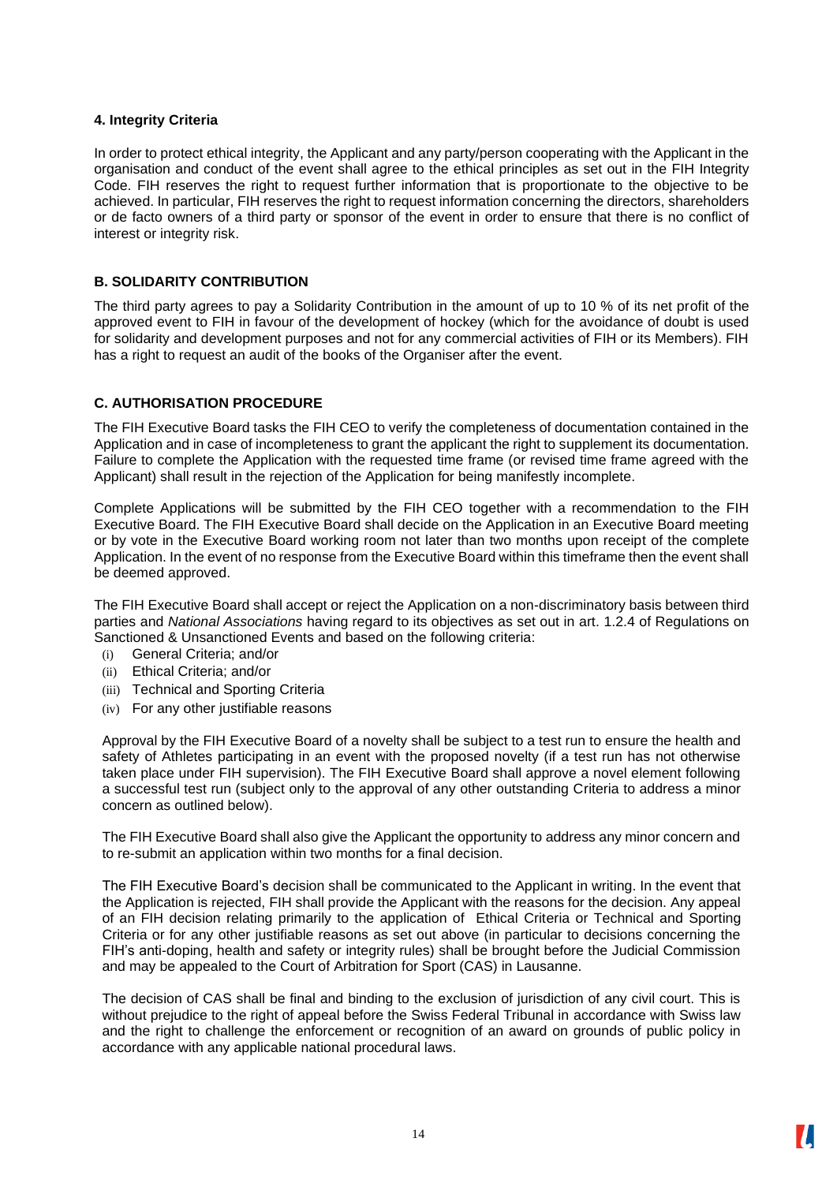**4. Integrity Criteria**

In order to protect ethical integrity, the Applicant and any party/person cooperating with the Applicant in the organisation and conduct of the event shall agree to the ethical principles as set out in the FIH Integrity Code. FIH reserves the right to request further information that is proportionate to the objective to be achieved. In particular, FIH reserves the right to request information concerning the directors, shareholders or de facto owners of a third party or sponsor of the event in order to ensure that there is no conflict of interest or integrity risk.

## B. SOLIDARITY CONTRIBUTION

The third party agrees to pay a Solidarity Contribution in the amount of up to 10 % of its net profit of the approved event to FIH in favour of the development of hockey (which for the avoidance of doubt is used for solidarity and development purposes and not for any commercial activities of FIH or its Members). FIH has a right to request an audit of the books of the Organiser after the event.

## C. AUTHORISATION PROCEDURE

The FIH Executive Board tasks the FIH CEO to verify the completeness of documentation contained in the Application and in case of incompleteness to grant the applicant the right to supplement its documentation. Failure to complete the Application with the requested time frame (or revised time frame agreed with the Applicant) shall result in the rejection of the Application for being manifestly incomplete.

Complete Applications will be submitted by the FIH CEO together with a recommendation to the FIH Executive Board. The FIH Executive Board shall decide on the Application in an Executive Board meeting or by vote in the Executive Board working room not later than two months upon receipt of the complete Application. In the event of no response from the Executive Board within this timeframe then the event shall be deemed approved.

The FIH Executive Board shall accept or reject the Application on a non-discriminatory basis between third parties and *National Associations* having regard to its objectives as set out in art. 1.2.4 of Regulations on Sanctioned & Unsanctioned Events and based on the following criteria:

(i) General Criteria; and/or
(ii) Ethical Criteria; and/or
(iii) Technical and Sporting Criteria
(iv) For any other justifiable reasons

Approval by the FIH Executive Board of a novelty shall be subject to a test run to ensure the health and safety of Athletes participating in an event with the proposed novelty (if a test run has not otherwise taken place under FIH supervision). The FIH Executive Board shall approve a novel element following a successful test run (subject only to the approval of any other outstanding Criteria to address a minor concern as outlined below).

The FIH Executive Board shall also give the Applicant the opportunity to address any minor concern and to re-submit an application within two months for a final decision.

The FIH Executive Board's decision shall be communicated to the Applicant in writing. In the event that the Application is rejected, FIH shall provide the Applicant with the reasons for the decision. Any appeal of an FIH decision relating primarily to the application of Ethical Criteria or Technical and Sporting Criteria or for any other justifiable reasons as set out above (in particular to decisions concerning the FIH's anti-doping, health and safety or integrity rules) shall be brought before the Judicial Commission and may be appealed to the Court of Arbitration for Sport (CAS) in Lausanne.

The decision of CAS shall be final and binding to the exclusion of jurisdiction of any civil court. This is without prejudice to the right of appeal before the Swiss Federal Tribunal in accordance with Swiss law and the right to challenge the enforcement or recognition of an award on grounds of public policy in accordance with any applicable national procedural laws.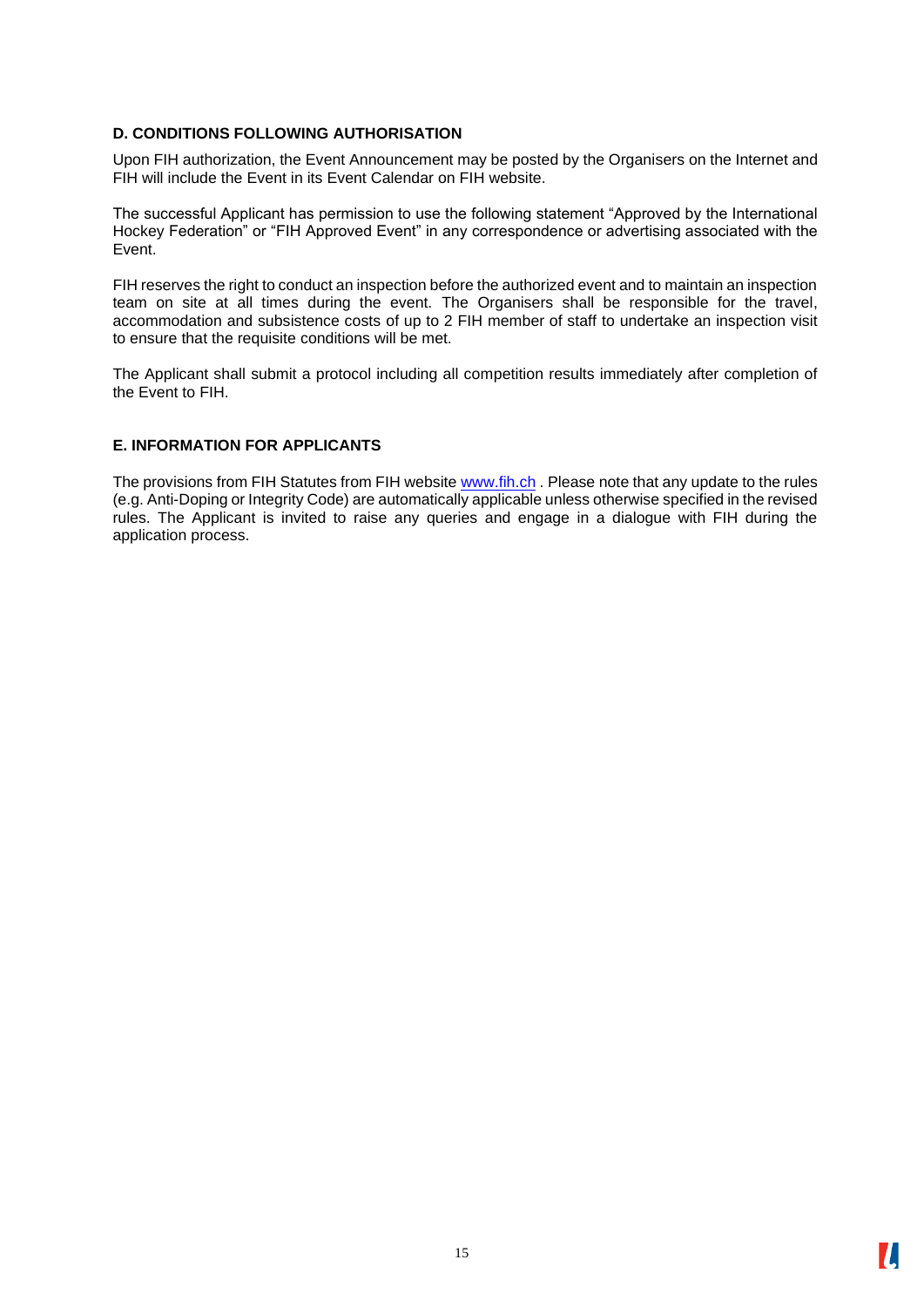### D. CONDITIONS FOLLOWING AUTHORISATION

Upon FIH authorization, the Event Announcement may be posted by the Organisers on the Internet and FIH will include the Event in its Event Calendar on FIH website.

The successful Applicant has permission to use the following statement "Approved by the International Hockey Federation" or "FIH Approved Event" in any correspondence or advertising associated with the Event.

FIH reserves the right to conduct an inspection before the authorized event and to maintain an inspection team on site at all times during the event. The Organisers shall be responsible for the travel, accommodation and subsistence costs of up to 2 FIH member of staff to undertake an inspection visit to ensure that the requisite conditions will be met.

The Applicant shall submit a protocol including all competition results immediately after completion of the Event to FIH.

### E. INFORMATION FOR APPLICANTS

The provisions from FIH Statutes from FIH website [www.fih.ch](http://www.fih.ch) . Please note that any update to the rules (e.g. Anti-Doping or Integrity Code) are automatically applicable unless otherwise specified in the revised rules. The Applicant is invited to raise any queries and engage in a dialogue with FIH during the application process.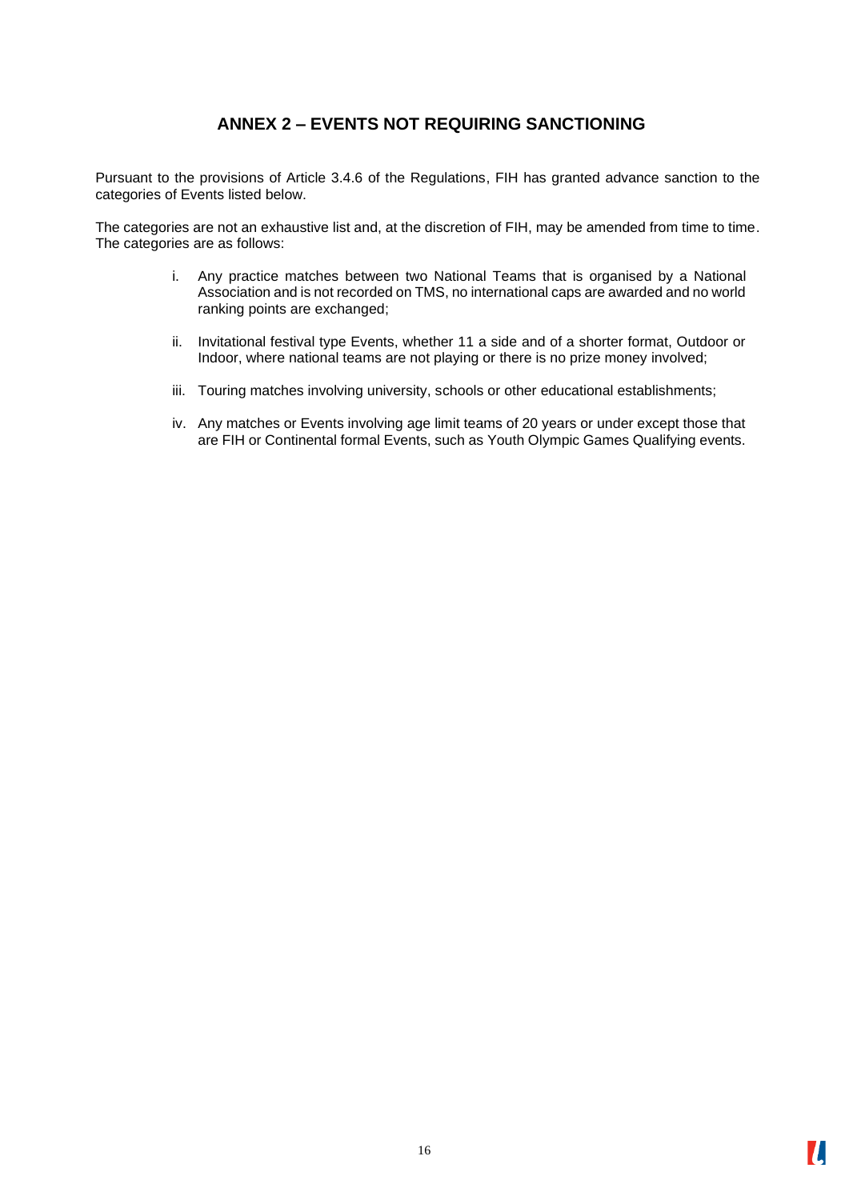## ANNEX 2 – EVENTS NOT REQUIRING SANCTIONING

Pursuant to the provisions of Article 3.4.6 of the Regulations, FIH has granted advance sanction to the categories of Events listed below.

The categories are not an exhaustive list and, at the discretion of FIH, may be amended from time to time. The categories are as follows:

i. Any practice matches between two National Teams that is organised by a National Association and is not recorded on TMS, no international caps are awarded and no world ranking points are exchanged;

ii. Invitational festival type Events, whether 11 a side and of a shorter format, Outdoor or Indoor, where national teams are not playing or there is no prize money involved;

iii. Touring matches involving university, schools or other educational establishments;

iv. Any matches or Events involving age limit teams of 20 years or under except those that are FIH or Continental formal Events, such as Youth Olympic Games Qualifying events.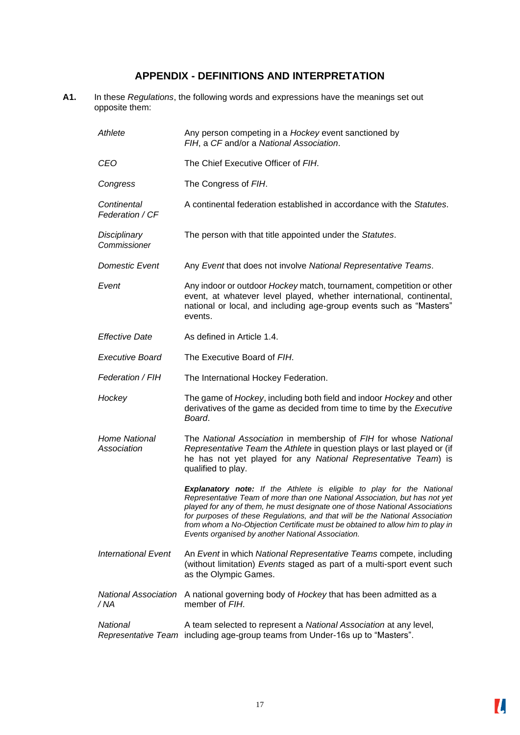## APPENDIX - DEFINITIONS AND INTERPRETATION

**A1.** In these *Regulations*, the following words and expressions have the meanings set out opposite them:

| | |
|---|---|
| *Athlete* | Any person competing in a *Hockey* event sanctioned by *FIH*, a *CF* and/or a *National Association*. |
| *CEO* | The Chief Executive Officer of *FIH*. |
| *Congress* | The Congress of *FIH*. |
| *Continental Federation / CF* | A continental federation established in accordance with the *Statutes*. |
| *Disciplinary Commissioner* | The person with that title appointed under the *Statutes*. |
| *Domestic Event* | Any *Event* that does not involve *National Representative Teams*. |
| *Event* | Any indoor or outdoor *Hockey* match, tournament, competition or other event, at whatever level played, whether international, continental, national or local, and including age-group events such as "Masters" events. |
| *Effective Date* | As defined in Article 1.4. |
| *Executive Board* | The Executive Board of *FIH*. |
| *Federation / FIH* | The International Hockey Federation. |
| *Hockey* | The game of *Hockey*, including both field and indoor *Hockey* and other derivatives of the game as decided from time to time by the *Executive Board*. |
| *Home National Association* | The *National Association* in membership of *FIH* for whose *National Representative Team* the *Athlete* in question plays or last played or (if he has not yet played for any *National Representative Team*) is qualified to play.<br><br>***Explanatory note:*** *If the Athlete is eligible to play for the National Representative Team of more than one National Association, but has not yet played for any of them, he must designate one of those National Associations for purposes of these Regulations, and that will be the National Association from whom a No-Objection Certificate must be obtained to allow him to play in Events organised by another National Association.* |
| *International Event* | An *Event* in which *National Representative Teams* compete, including (without limitation) *Events* staged as part of a multi-sport event such as the Olympic Games. |
| *National Association / NA* | A national governing body of *Hockey* that has been admitted as a member of *FIH*. |
| *National Representative Team* | A team selected to represent a *National Association* at any level, including age-group teams from Under-16s up to "Masters". |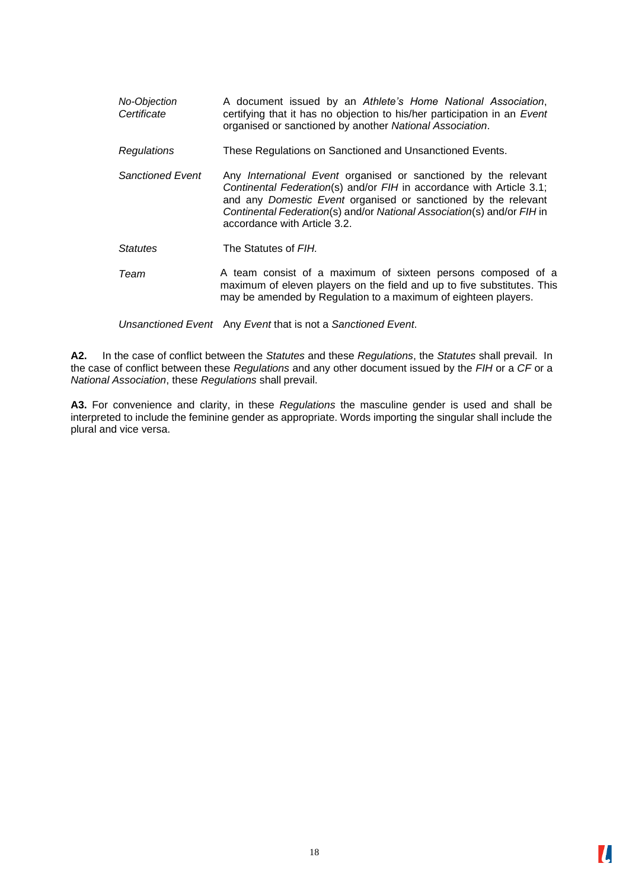| | |
|---|---|
| *No-Objection Certificate* | A document issued by an *Athlete's Home National Association*, certifying that it has no objection to his/her participation in an *Event* organised or sanctioned by another *National Association*. |
| *Regulations* | These Regulations on Sanctioned and Unsanctioned Events. |
| *Sanctioned Event* | Any *International Event* organised or sanctioned by the relevant *Continental Federation*(s) and/or *FIH* in accordance with Article 3.1; and any *Domestic Event* organised or sanctioned by the relevant *Continental Federation*(s) and/or *National Association*(s) and/or *FIH* in accordance with Article 3.2. |
| *Statutes* | The Statutes of *FIH.* |
| *Team* | A team consist of a maximum of sixteen persons composed of a maximum of eleven players on the field and up to five substitutes. This may be amended by Regulation to a maximum of eighteen players. |
| *Unsanctioned Event* | Any *Event* that is not a *Sanctioned Event*. |

**A2.** In the case of conflict between the *Statutes* and these *Regulations*, the *Statutes* shall prevail. In the case of conflict between these *Regulations* and any other document issued by the *FIH* or a *CF* or a *National Association*, these *Regulations* shall prevail.

**A3.** For convenience and clarity, in these *Regulations* the masculine gender is used and shall be interpreted to include the feminine gender as appropriate. Words importing the singular shall include the plural and vice versa.